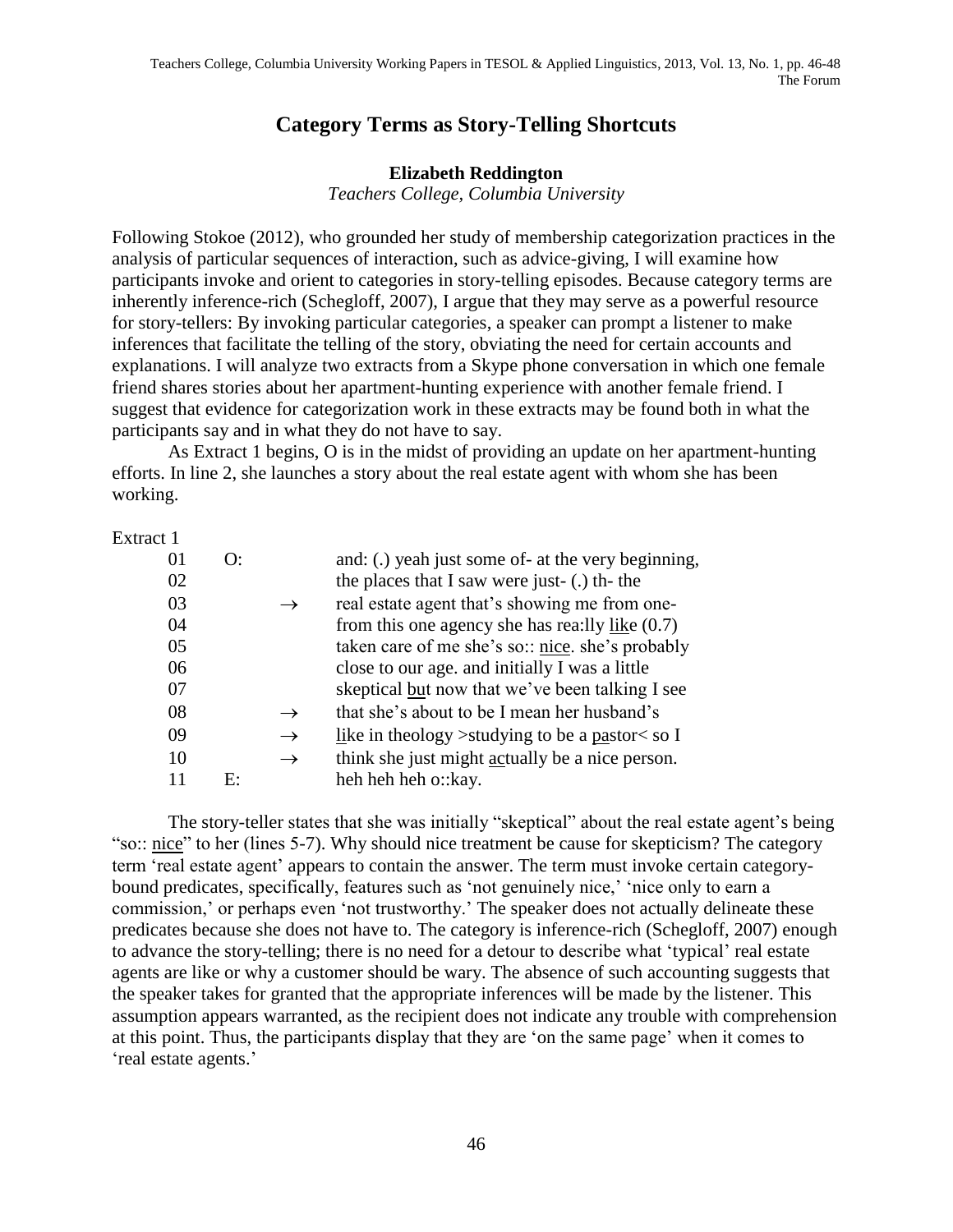# Category Terms as Story-Telling Shortcuts

**Elizabeth Reddington**
*Teachers College, Columbia University*

Following Stokoe (2012), who grounded her study of membership categorization practices in the analysis of particular sequences of interaction, such as advice-giving, I will examine how participants invoke and orient to categories in story-telling episodes. Because category terms are inherently inference-rich (Schegloff, 2007), I argue that they may serve as a powerful resource for story-tellers: By invoking particular categories, a speaker can prompt a listener to make inferences that facilitate the telling of the story, obviating the need for certain accounts and explanations. I will analyze two extracts from a Skype phone conversation in which one female friend shares stories about her apartment-hunting experience with another female friend. I suggest that evidence for categorization work in these extracts may be found both in what the participants say and in what they do not have to say.

As Extract 1 begins, O is in the midst of providing an update on her apartment-hunting efforts. In line 2, she launches a story about the real estate agent with whom she has been working.

Extract 1

```
01   O:        and: (.) yeah just some of- at the very beginning,
02             the places that I saw were just- (.) th- the
03        →    real estate agent that's showing me from one-
04             from this one agency she has rea:lly like (0.7)
05             taken care of me she's so:: nice. she's probably
06             close to our age. and initially I was a little
07             skeptical but now that we've been talking I see
08        →    that she's about to be I mean her husband's
09        →    like in theology >studying to be a pastor< so I
10        →    think she just might actually be a nice person.
11   E:        heh heh heh o::kay.
```

The story-teller states that she was initially "skeptical" about the real estate agent's being "so:: nice" to her (lines 5-7). Why should nice treatment be cause for skepticism? The category term 'real estate agent' appears to contain the answer. The term must invoke certain category-bound predicates, specifically, features such as 'not genuinely nice,' 'nice only to earn a commission,' or perhaps even 'not trustworthy.' The speaker does not actually delineate these predicates because she does not have to. The category is inference-rich (Schegloff, 2007) enough to advance the story-telling; there is no need for a detour to describe what 'typical' real estate agents are like or why a customer should be wary. The absence of such accounting suggests that the speaker takes for granted that the appropriate inferences will be made by the listener. This assumption appears warranted, as the recipient does not indicate any trouble with comprehension at this point. Thus, the participants display that they are 'on the same page' when it comes to 'real estate agents.'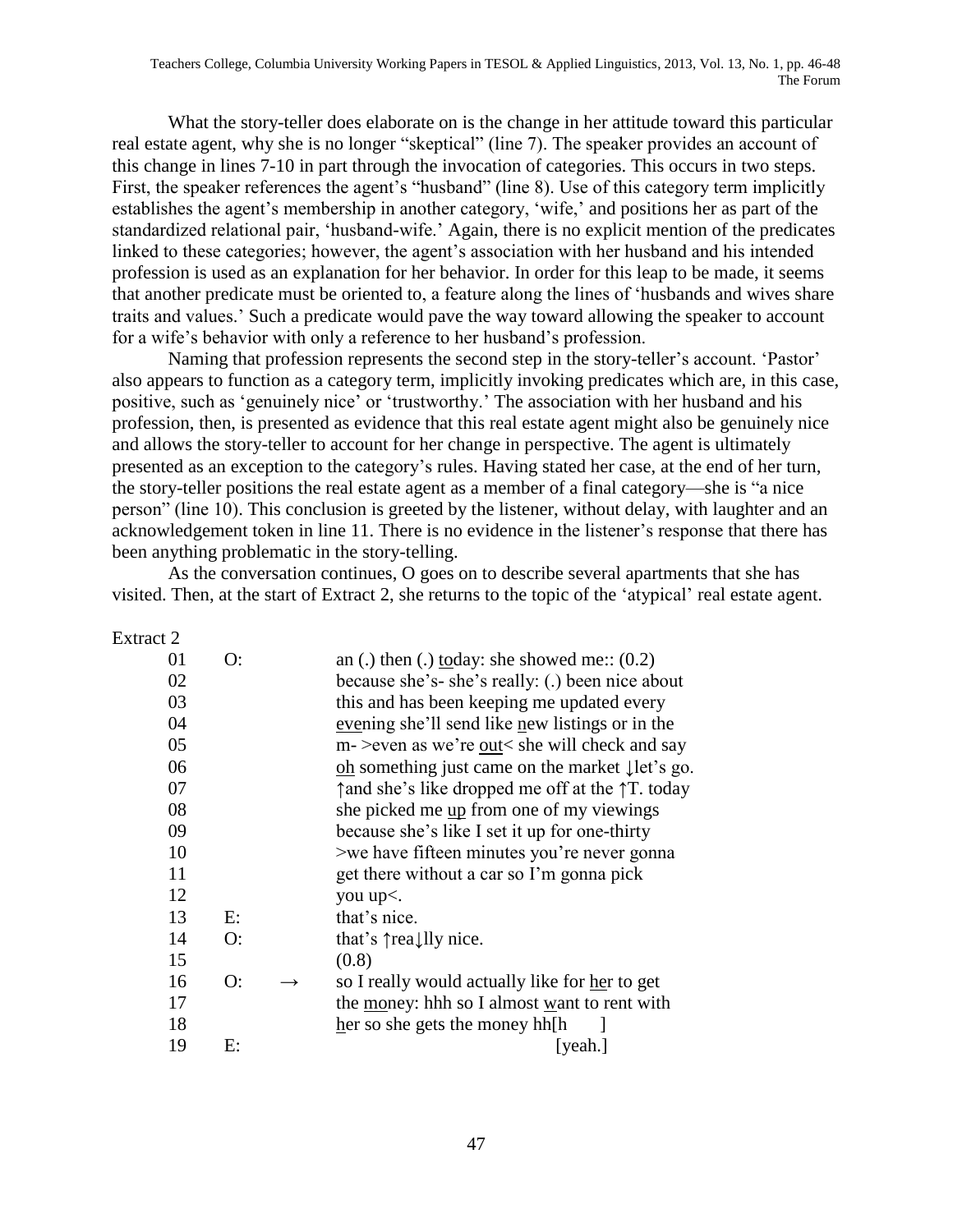What the story-teller does elaborate on is the change in her attitude toward this particular real estate agent, why she is no longer "skeptical" (line 7). The speaker provides an account of this change in lines 7-10 in part through the invocation of categories. This occurs in two steps. First, the speaker references the agent's "husband" (line 8). Use of this category term implicitly establishes the agent's membership in another category, 'wife,' and positions her as part of the standardized relational pair, 'husband-wife.' Again, there is no explicit mention of the predicates linked to these categories; however, the agent's association with her husband and his intended profession is used as an explanation for her behavior. In order for this leap to be made, it seems that another predicate must be oriented to, a feature along the lines of 'husbands and wives share traits and values.' Such a predicate would pave the way toward allowing the speaker to account for a wife's behavior with only a reference to her husband's profession.

Naming that profession represents the second step in the story-teller's account. 'Pastor' also appears to function as a category term, implicitly invoking predicates which are, in this case, positive, such as 'genuinely nice' or 'trustworthy.' The association with her husband and his profession, then, is presented as evidence that this real estate agent might also be genuinely nice and allows the story-teller to account for her change in perspective. The agent is ultimately presented as an exception to the category's rules. Having stated her case, at the end of her turn, the story-teller positions the real estate agent as a member of a final category—she is "a nice person" (line 10). This conclusion is greeted by the listener, without delay, with laughter and an acknowledgement token in line 11. There is no evidence in the listener's response that there has been anything problematic in the story-telling.

As the conversation continues, O goes on to describe several apartments that she has visited. Then, at the start of Extract 2, she returns to the topic of the 'atypical' real estate agent.

Extract 2

```
01   O:        an (.) then (.) today: she showed me:: (0.2)
02             because she's- she's really: (.) been nice about
03             this and has been keeping me updated every
04             evening she'll send like new listings or in the
05             m- >even as we're out< she will check and say
06             oh something just came on the market ↓let's go.
07             ↑and she's like dropped me off at the ↑T. today
08             she picked me up from one of my viewings
09             because she's like I set it up for one-thirty
10             >we have fifteen minutes you're never gonna
11             get there without a car so I'm gonna pick
12             you up<.
13   E:        that's nice.
14   O:        that's ↑rea↓lly nice.
15             (0.8)
16   O:   →    so I really would actually like for her to get
17             the money: hhh so I almost want to rent with
18             her so she gets the money hh[h      ]
19   E:                                    [yeah.]
```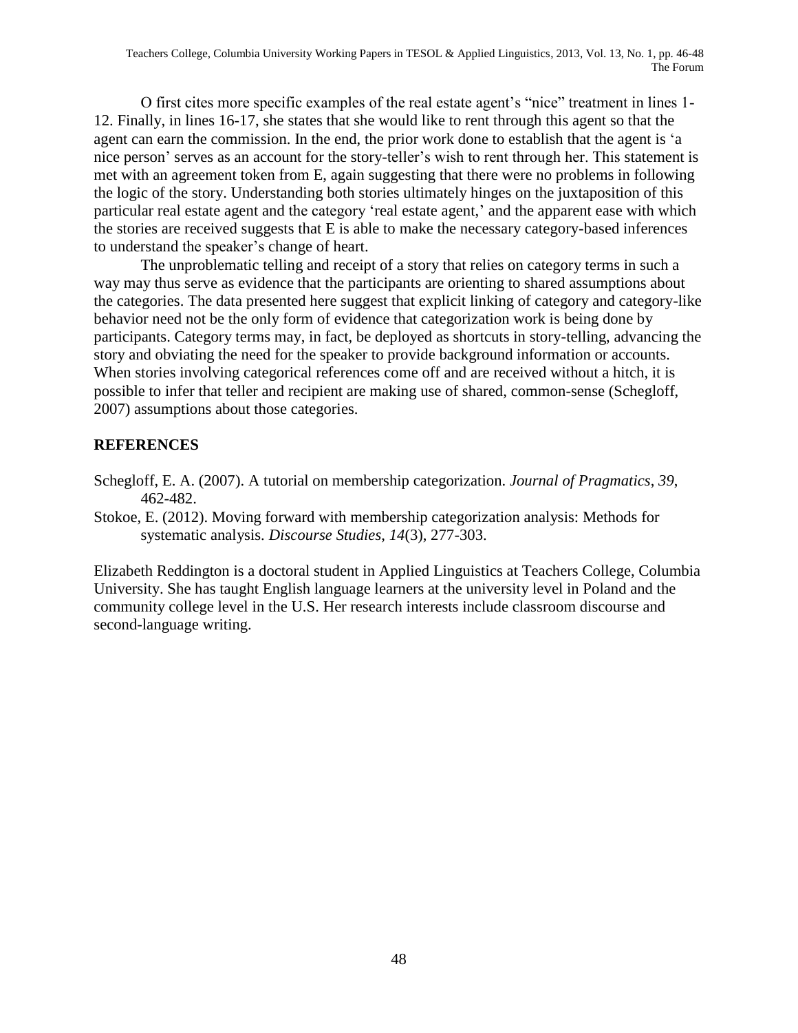O first cites more specific examples of the real estate agent's "nice" treatment in lines 1-12. Finally, in lines 16-17, she states that she would like to rent through this agent so that the agent can earn the commission. In the end, the prior work done to establish that the agent is 'a nice person' serves as an account for the story-teller's wish to rent through her. This statement is met with an agreement token from E, again suggesting that there were no problems in following the logic of the story. Understanding both stories ultimately hinges on the juxtaposition of this particular real estate agent and the category 'real estate agent,' and the apparent ease with which the stories are received suggests that E is able to make the necessary category-based inferences to understand the speaker's change of heart.

The unproblematic telling and receipt of a story that relies on category terms in such a way may thus serve as evidence that the participants are orienting to shared assumptions about the categories. The data presented here suggest that explicit linking of category and category-like behavior need not be the only form of evidence that categorization work is being done by participants. Category terms may, in fact, be deployed as shortcuts in story-telling, advancing the story and obviating the need for the speaker to provide background information or accounts. When stories involving categorical references come off and are received without a hitch, it is possible to infer that teller and recipient are making use of shared, common-sense (Schegloff, 2007) assumptions about those categories.

## REFERENCES

Schegloff, E. A. (2007). A tutorial on membership categorization. *Journal of Pragmatics*, *39*, 462-482.

Stokoe, E. (2012). Moving forward with membership categorization analysis: Methods for systematic analysis. *Discourse Studies*, *14*(3), 277-303.

Elizabeth Reddington is a doctoral student in Applied Linguistics at Teachers College, Columbia University. She has taught English language learners at the university level in Poland and the community college level in the U.S. Her research interests include classroom discourse and second-language writing.